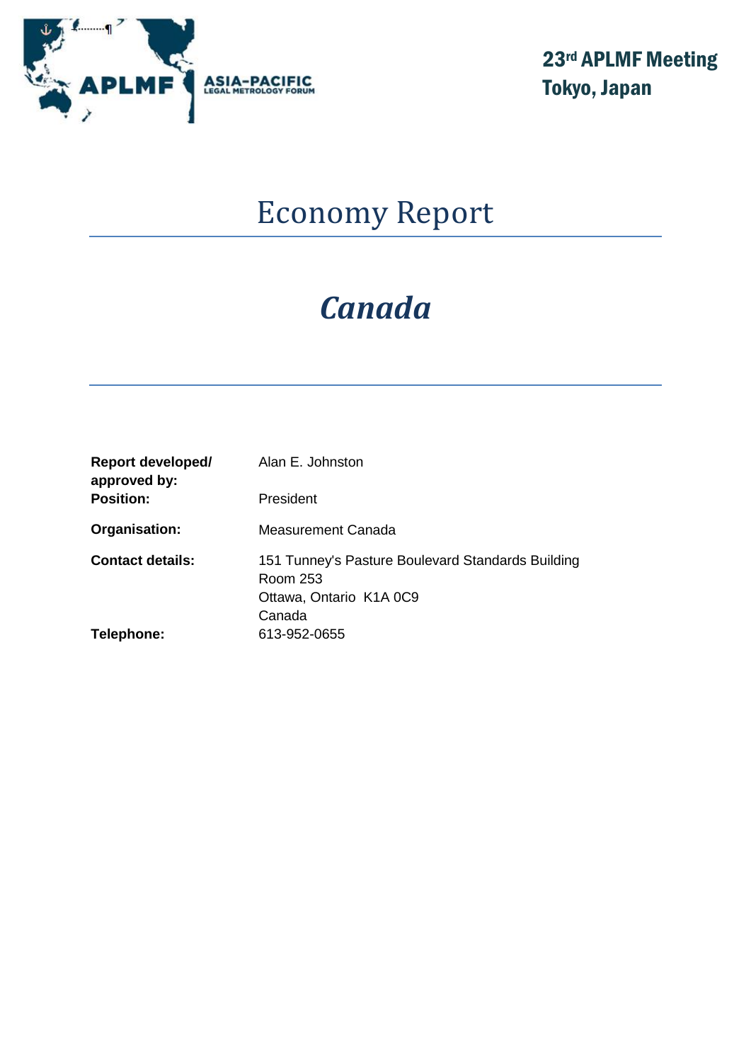**ASIA-PACIFIC LEGAL METROLOGY FORUM**

**23rd APLMF Meeting**
**Tokyo, Japan**

# Economy Report

## *Canada*

| | |
|---|---|
| **Report developed/ approved by:** | Alan E. Johnston |
| **Position:** | President |
| **Organisation:** | Measurement Canada |
| **Contact details:** | 151 Tunney's Pasture Boulevard Standards Building<br>Room 253<br>Ottawa, Ontario K1A 0C9<br>Canada |
| **Telephone:** | 613-952-0655 |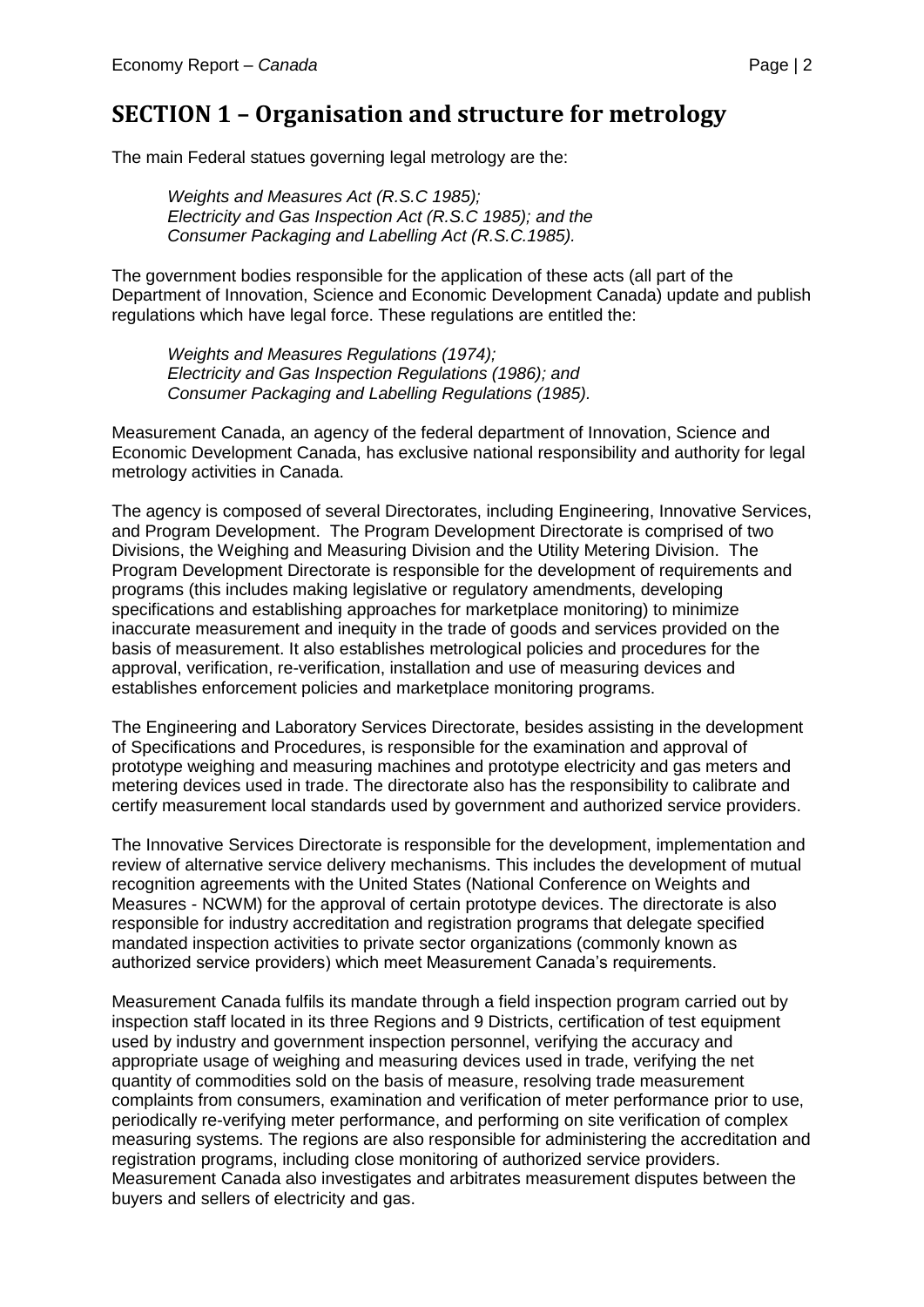# SECTION 1 – Organisation and structure for metrology

The main Federal statues governing legal metrology are the:

*Weights and Measures Act (R.S.C 1985);*
*Electricity and Gas Inspection Act (R.S.C 1985); and the*
*Consumer Packaging and Labelling Act (R.S.C.1985).*

The government bodies responsible for the application of these acts (all part of the Department of Innovation, Science and Economic Development Canada) update and publish regulations which have legal force. These regulations are entitled the:

*Weights and Measures Regulations (1974);*
*Electricity and Gas Inspection Regulations (1986); and*
*Consumer Packaging and Labelling Regulations (1985).*

Measurement Canada, an agency of the federal department of Innovation, Science and Economic Development Canada, has exclusive national responsibility and authority for legal metrology activities in Canada.

The agency is composed of several Directorates, including Engineering, Innovative Services, and Program Development. The Program Development Directorate is comprised of two Divisions, the Weighing and Measuring Division and the Utility Metering Division. The Program Development Directorate is responsible for the development of requirements and programs (this includes making legislative or regulatory amendments, developing specifications and establishing approaches for marketplace monitoring) to minimize inaccurate measurement and inequity in the trade of goods and services provided on the basis of measurement. It also establishes metrological policies and procedures for the approval, verification, re-verification, installation and use of measuring devices and establishes enforcement policies and marketplace monitoring programs.

The Engineering and Laboratory Services Directorate, besides assisting in the development of Specifications and Procedures, is responsible for the examination and approval of prototype weighing and measuring machines and prototype electricity and gas meters and metering devices used in trade. The directorate also has the responsibility to calibrate and certify measurement local standards used by government and authorized service providers.

The Innovative Services Directorate is responsible for the development, implementation and review of alternative service delivery mechanisms. This includes the development of mutual recognition agreements with the United States (National Conference on Weights and Measures - NCWM) for the approval of certain prototype devices. The directorate is also responsible for industry accreditation and registration programs that delegate specified mandated inspection activities to private sector organizations (commonly known as authorized service providers) which meet Measurement Canada's requirements.

Measurement Canada fulfils its mandate through a field inspection program carried out by inspection staff located in its three Regions and 9 Districts, certification of test equipment used by industry and government inspection personnel, verifying the accuracy and appropriate usage of weighing and measuring devices used in trade, verifying the net quantity of commodities sold on the basis of measure, resolving trade measurement complaints from consumers, examination and verification of meter performance prior to use, periodically re-verifying meter performance, and performing on site verification of complex measuring systems. The regions are also responsible for administering the accreditation and registration programs, including close monitoring of authorized service providers. Measurement Canada also investigates and arbitrates measurement disputes between the buyers and sellers of electricity and gas.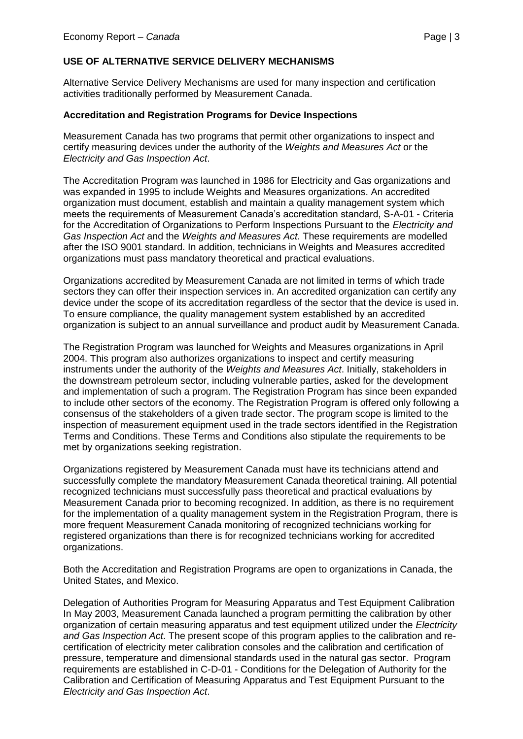## USE OF ALTERNATIVE SERVICE DELIVERY MECHANISMS

Alternative Service Delivery Mechanisms are used for many inspection and certification activities traditionally performed by Measurement Canada.

### Accreditation and Registration Programs for Device Inspections

Measurement Canada has two programs that permit other organizations to inspect and certify measuring devices under the authority of the *Weights and Measures Act* or the *Electricity and Gas Inspection Act*.

The Accreditation Program was launched in 1986 for Electricity and Gas organizations and was expanded in 1995 to include Weights and Measures organizations. An accredited organization must document, establish and maintain a quality management system which meets the requirements of Measurement Canada's accreditation standard, S-A-01 - Criteria for the Accreditation of Organizations to Perform Inspections Pursuant to the *Electricity and Gas Inspection Act* and the *Weights and Measures Act*. These requirements are modelled after the ISO 9001 standard. In addition, technicians in Weights and Measures accredited organizations must pass mandatory theoretical and practical evaluations.

Organizations accredited by Measurement Canada are not limited in terms of which trade sectors they can offer their inspection services in. An accredited organization can certify any device under the scope of its accreditation regardless of the sector that the device is used in. To ensure compliance, the quality management system established by an accredited organization is subject to an annual surveillance and product audit by Measurement Canada.

The Registration Program was launched for Weights and Measures organizations in April 2004. This program also authorizes organizations to inspect and certify measuring instruments under the authority of the *Weights and Measures Act*. Initially, stakeholders in the downstream petroleum sector, including vulnerable parties, asked for the development and implementation of such a program. The Registration Program has since been expanded to include other sectors of the economy. The Registration Program is offered only following a consensus of the stakeholders of a given trade sector. The program scope is limited to the inspection of measurement equipment used in the trade sectors identified in the Registration Terms and Conditions. These Terms and Conditions also stipulate the requirements to be met by organizations seeking registration.

Organizations registered by Measurement Canada must have its technicians attend and successfully complete the mandatory Measurement Canada theoretical training. All potential recognized technicians must successfully pass theoretical and practical evaluations by Measurement Canada prior to becoming recognized. In addition, as there is no requirement for the implementation of a quality management system in the Registration Program, there is more frequent Measurement Canada monitoring of recognized technicians working for registered organizations than there is for recognized technicians working for accredited organizations.

Both the Accreditation and Registration Programs are open to organizations in Canada, the United States, and Mexico.

Delegation of Authorities Program for Measuring Apparatus and Test Equipment Calibration
In May 2003, Measurement Canada launched a program permitting the calibration by other organization of certain measuring apparatus and test equipment utilized under the *Electricity and Gas Inspection Act*. The present scope of this program applies to the calibration and re-certification of electricity meter calibration consoles and the calibration and certification of pressure, temperature and dimensional standards used in the natural gas sector. Program requirements are established in C-D-01 - Conditions for the Delegation of Authority for the Calibration and Certification of Measuring Apparatus and Test Equipment Pursuant to the *Electricity and Gas Inspection Act*.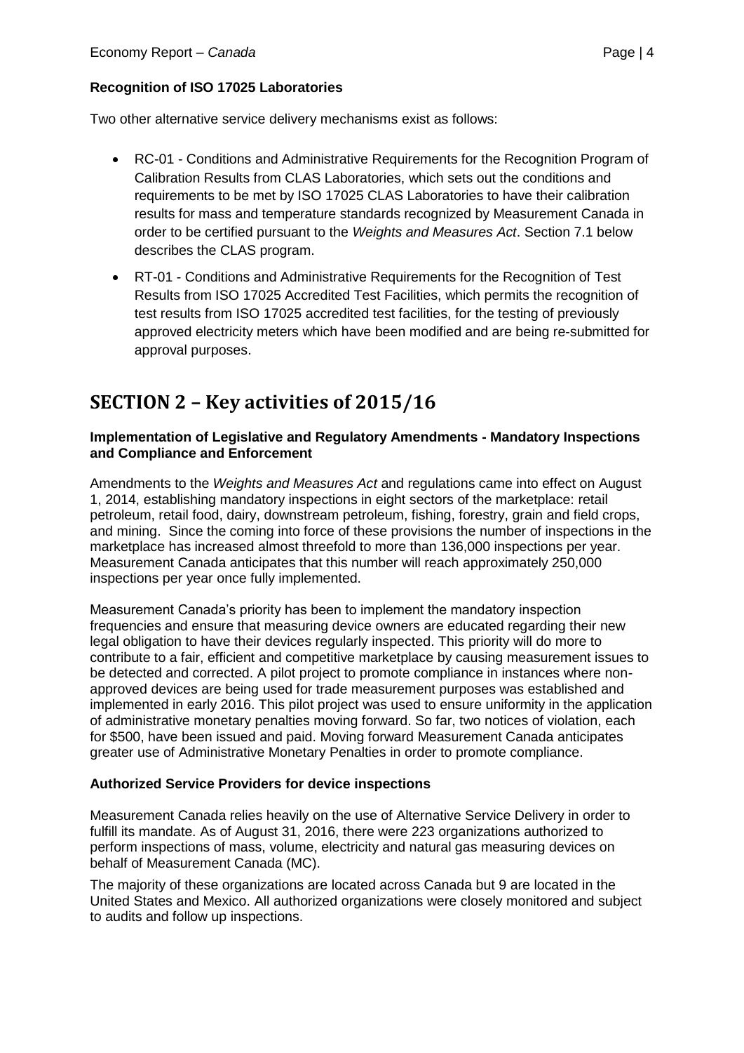**Recognition of ISO 17025 Laboratories**

Two other alternative service delivery mechanisms exist as follows:

- RC-01 - Conditions and Administrative Requirements for the Recognition Program of Calibration Results from CLAS Laboratories, which sets out the conditions and requirements to be met by ISO 17025 CLAS Laboratories to have their calibration results for mass and temperature standards recognized by Measurement Canada in order to be certified pursuant to the *Weights and Measures Act*. Section 7.1 below describes the CLAS program.
- RT-01 - Conditions and Administrative Requirements for the Recognition of Test Results from ISO 17025 Accredited Test Facilities, which permits the recognition of test results from ISO 17025 accredited test facilities, for the testing of previously approved electricity meters which have been modified and are being re-submitted for approval purposes.

## SECTION 2 – Key activities of 2015/16

**Implementation of Legislative and Regulatory Amendments - Mandatory Inspections and Compliance and Enforcement**

Amendments to the *Weights and Measures Act* and regulations came into effect on August 1, 2014, establishing mandatory inspections in eight sectors of the marketplace: retail petroleum, retail food, dairy, downstream petroleum, fishing, forestry, grain and field crops, and mining. Since the coming into force of these provisions the number of inspections in the marketplace has increased almost threefold to more than 136,000 inspections per year. Measurement Canada anticipates that this number will reach approximately 250,000 inspections per year once fully implemented.

Measurement Canada's priority has been to implement the mandatory inspection frequencies and ensure that measuring device owners are educated regarding their new legal obligation to have their devices regularly inspected. This priority will do more to contribute to a fair, efficient and competitive marketplace by causing measurement issues to be detected and corrected. A pilot project to promote compliance in instances where non-approved devices are being used for trade measurement purposes was established and implemented in early 2016. This pilot project was used to ensure uniformity in the application of administrative monetary penalties moving forward. So far, two notices of violation, each for $500, have been issued and paid. Moving forward Measurement Canada anticipates greater use of Administrative Monetary Penalties in order to promote compliance.

**Authorized Service Providers for device inspections**

Measurement Canada relies heavily on the use of Alternative Service Delivery in order to fulfill its mandate. As of August 31, 2016, there were 223 organizations authorized to perform inspections of mass, volume, electricity and natural gas measuring devices on behalf of Measurement Canada (MC).

The majority of these organizations are located across Canada but 9 are located in the United States and Mexico. All authorized organizations were closely monitored and subject to audits and follow up inspections.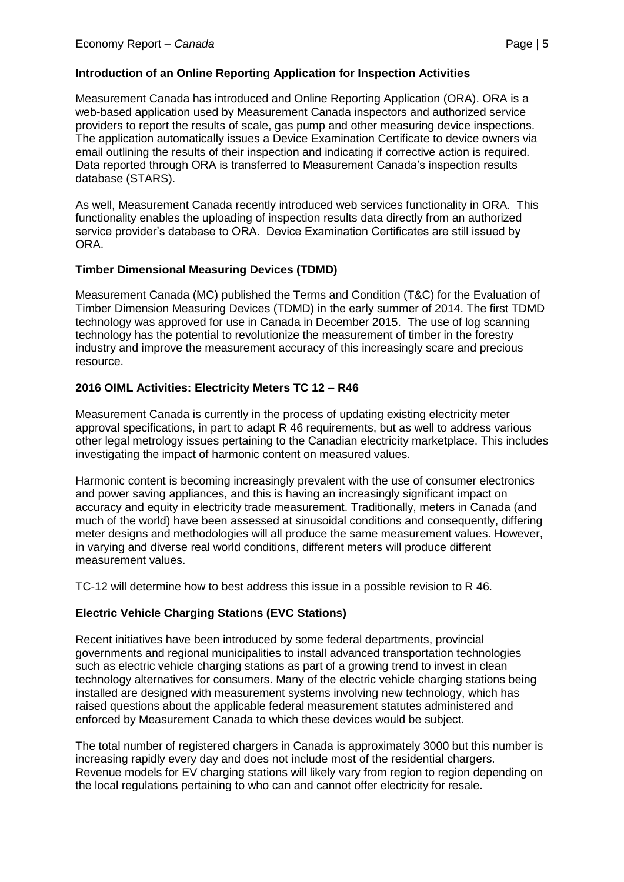## Introduction of an Online Reporting Application for Inspection Activities

Measurement Canada has introduced and Online Reporting Application (ORA). ORA is a web-based application used by Measurement Canada inspectors and authorized service providers to report the results of scale, gas pump and other measuring device inspections. The application automatically issues a Device Examination Certificate to device owners via email outlining the results of their inspection and indicating if corrective action is required. Data reported through ORA is transferred to Measurement Canada's inspection results database (STARS).

As well, Measurement Canada recently introduced web services functionality in ORA. This functionality enables the uploading of inspection results data directly from an authorized service provider's database to ORA. Device Examination Certificates are still issued by ORA.

## Timber Dimensional Measuring Devices (TDMD)

Measurement Canada (MC) published the Terms and Condition (T&C) for the Evaluation of Timber Dimension Measuring Devices (TDMD) in the early summer of 2014. The first TDMD technology was approved for use in Canada in December 2015. The use of log scanning technology has the potential to revolutionize the measurement of timber in the forestry industry and improve the measurement accuracy of this increasingly scare and precious resource.

## 2016 OIML Activities: Electricity Meters TC 12 – R46

Measurement Canada is currently in the process of updating existing electricity meter approval specifications, in part to adapt R 46 requirements, but as well to address various other legal metrology issues pertaining to the Canadian electricity marketplace. This includes investigating the impact of harmonic content on measured values.

Harmonic content is becoming increasingly prevalent with the use of consumer electronics and power saving appliances, and this is having an increasingly significant impact on accuracy and equity in electricity trade measurement. Traditionally, meters in Canada (and much of the world) have been assessed at sinusoidal conditions and consequently, differing meter designs and methodologies will all produce the same measurement values. However, in varying and diverse real world conditions, different meters will produce different measurement values.

TC-12 will determine how to best address this issue in a possible revision to R 46.

## Electric Vehicle Charging Stations (EVC Stations)

Recent initiatives have been introduced by some federal departments, provincial governments and regional municipalities to install advanced transportation technologies such as electric vehicle charging stations as part of a growing trend to invest in clean technology alternatives for consumers. Many of the electric vehicle charging stations being installed are designed with measurement systems involving new technology, which has raised questions about the applicable federal measurement statutes administered and enforced by Measurement Canada to which these devices would be subject.

The total number of registered chargers in Canada is approximately 3000 but this number is increasing rapidly every day and does not include most of the residential chargers. Revenue models for EV charging stations will likely vary from region to region depending on the local regulations pertaining to who can and cannot offer electricity for resale.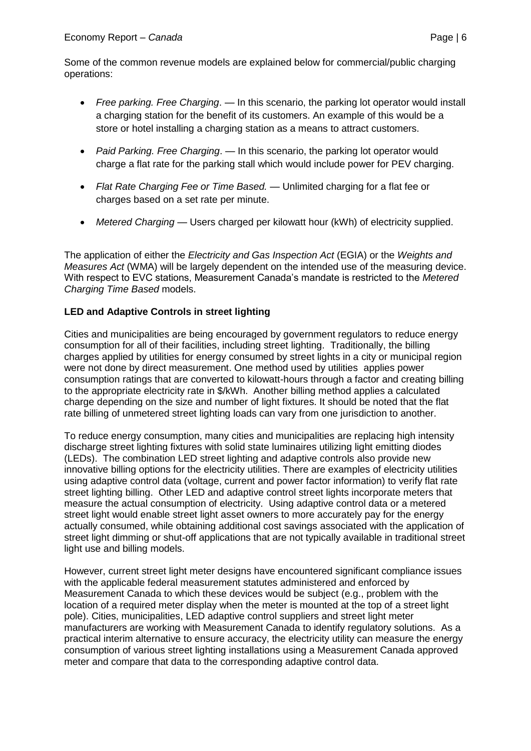Some of the common revenue models are explained below for commercial/public charging operations:

- *Free parking. Free Charging*. — In this scenario, the parking lot operator would install a charging station for the benefit of its customers. An example of this would be a store or hotel installing a charging station as a means to attract customers.
- *Paid Parking. Free Charging*. — In this scenario, the parking lot operator would charge a flat rate for the parking stall which would include power for PEV charging.
- *Flat Rate Charging Fee or Time Based.* — Unlimited charging for a flat fee or charges based on a set rate per minute.
- *Metered Charging* — Users charged per kilowatt hour (kWh) of electricity supplied.

The application of either the *Electricity and Gas Inspection Act* (EGIA) or the *Weights and Measures Act* (WMA) will be largely dependent on the intended use of the measuring device. With respect to EVC stations, Measurement Canada's mandate is restricted to the *Metered Charging Time Based* models.

**LED and Adaptive Controls in street lighting**

Cities and municipalities are being encouraged by government regulators to reduce energy consumption for all of their facilities, including street lighting. Traditionally, the billing charges applied by utilities for energy consumed by street lights in a city or municipal region were not done by direct measurement. One method used by utilities applies power consumption ratings that are converted to kilowatt-hours through a factor and creating billing to the appropriate electricity rate in $/kWh. Another billing method applies a calculated charge depending on the size and number of light fixtures. It should be noted that the flat rate billing of unmetered street lighting loads can vary from one jurisdiction to another.

To reduce energy consumption, many cities and municipalities are replacing high intensity discharge street lighting fixtures with solid state luminaires utilizing light emitting diodes (LEDs). The combination LED street lighting and adaptive controls also provide new innovative billing options for the electricity utilities. There are examples of electricity utilities using adaptive control data (voltage, current and power factor information) to verify flat rate street lighting billing. Other LED and adaptive control street lights incorporate meters that measure the actual consumption of electricity. Using adaptive control data or a metered street light would enable street light asset owners to more accurately pay for the energy actually consumed, while obtaining additional cost savings associated with the application of street light dimming or shut-off applications that are not typically available in traditional street light use and billing models.

However, current street light meter designs have encountered significant compliance issues with the applicable federal measurement statutes administered and enforced by Measurement Canada to which these devices would be subject (e.g., problem with the location of a required meter display when the meter is mounted at the top of a street light pole). Cities, municipalities, LED adaptive control suppliers and street light meter manufacturers are working with Measurement Canada to identify regulatory solutions. As a practical interim alternative to ensure accuracy, the electricity utility can measure the energy consumption of various street lighting installations using a Measurement Canada approved meter and compare that data to the corresponding adaptive control data.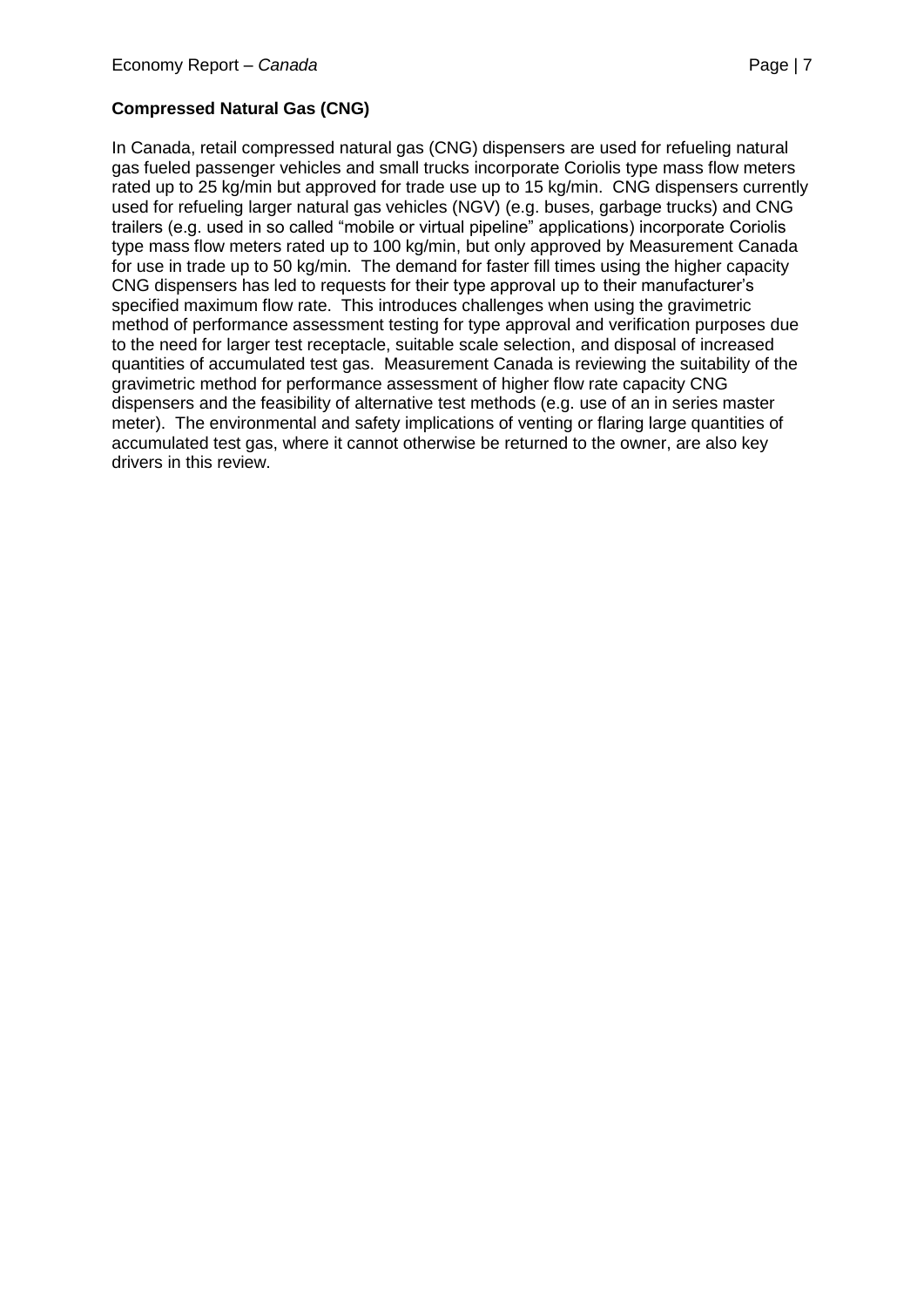**Compressed Natural Gas (CNG)**

In Canada, retail compressed natural gas (CNG) dispensers are used for refueling natural gas fueled passenger vehicles and small trucks incorporate Coriolis type mass flow meters rated up to 25 kg/min but approved for trade use up to 15 kg/min. CNG dispensers currently used for refueling larger natural gas vehicles (NGV) (e.g. buses, garbage trucks) and CNG trailers (e.g. used in so called "mobile or virtual pipeline" applications) incorporate Coriolis type mass flow meters rated up to 100 kg/min, but only approved by Measurement Canada for use in trade up to 50 kg/min. The demand for faster fill times using the higher capacity CNG dispensers has led to requests for their type approval up to their manufacturer's specified maximum flow rate. This introduces challenges when using the gravimetric method of performance assessment testing for type approval and verification purposes due to the need for larger test receptacle, suitable scale selection, and disposal of increased quantities of accumulated test gas. Measurement Canada is reviewing the suitability of the gravimetric method for performance assessment of higher flow rate capacity CNG dispensers and the feasibility of alternative test methods (e.g. use of an in series master meter). The environmental and safety implications of venting or flaring large quantities of accumulated test gas, where it cannot otherwise be returned to the owner, are also key drivers in this review.